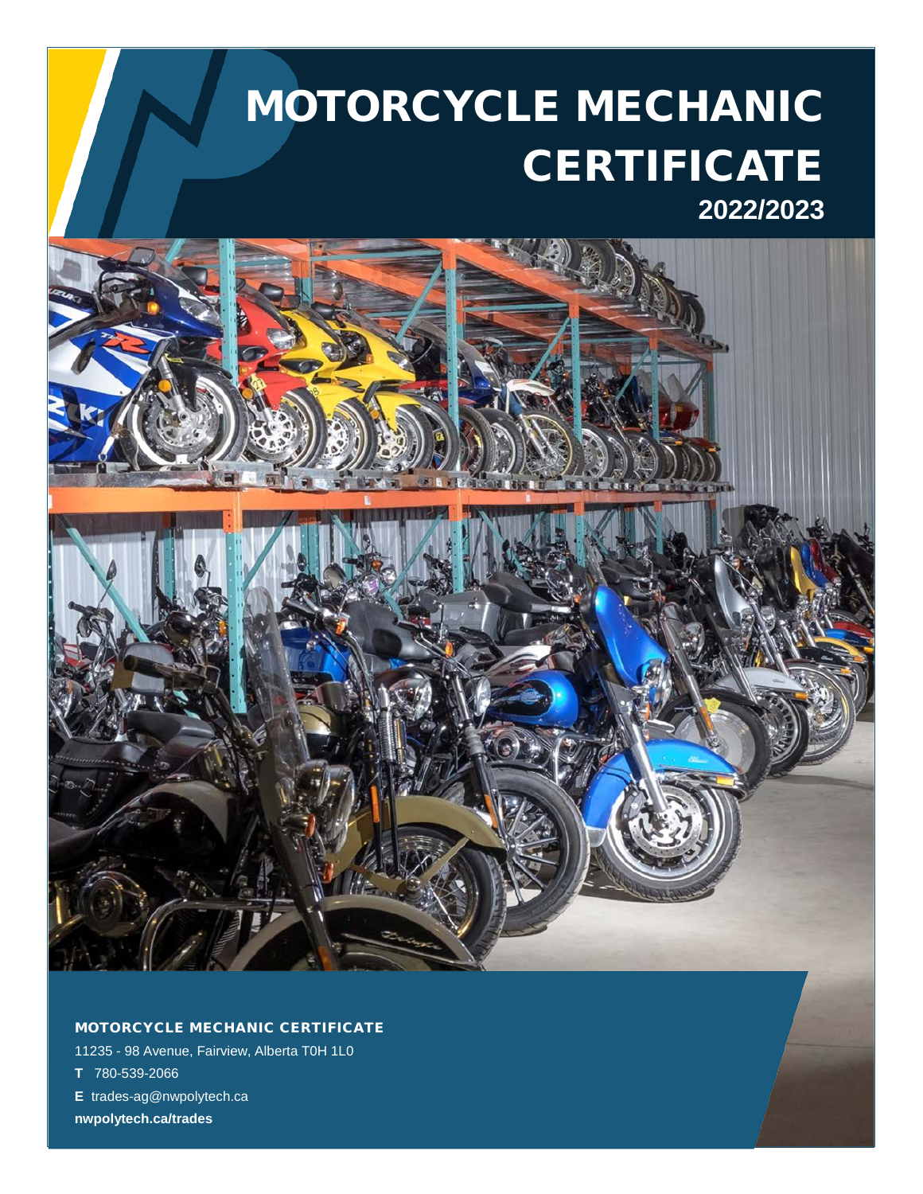# MOTORCYCLE MECHANIC CERTIFICATE

**2022/2023**

**MOTORCYCLE MECHANIC CERTIFICATE**

11235 - 98 Avenue, Fairview, Alberta T0H 1L0

**T** 780-539-2066

**E** trades-ag@nwpolytech.ca

**nwpolytech.ca/trades**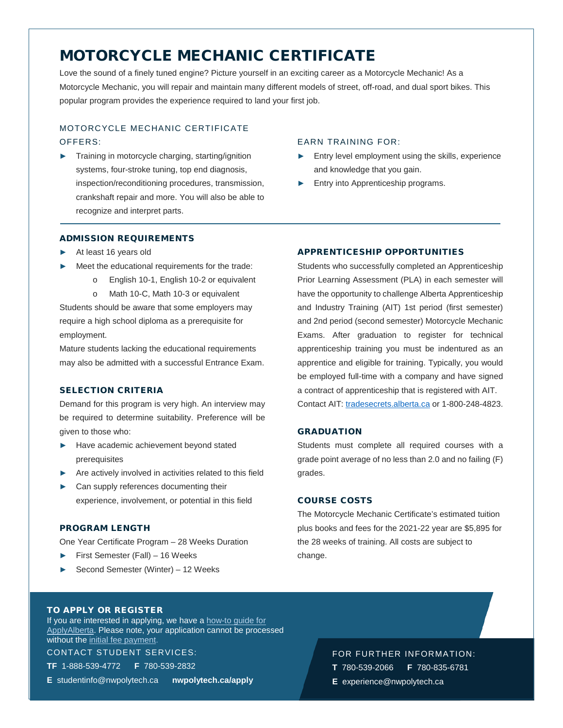# MOTORCYCLE MECHANIC CERTIFICATE

Love the sound of a finely tuned engine? Picture yourself in an exciting career as a Motorcycle Mechanic! As a Motorcycle Mechanic, you will repair and maintain many different models of street, off-road, and dual sport bikes. This popular program provides the experience required to land your first job.

## MOTORCYCLE MECHANIC CERTIFICATE OFFERS:

- Training in motorcycle charging, starting/ignition systems, four-stroke tuning, top end diagnosis, inspection/reconditioning procedures, transmission, crankshaft repair and more. You will also be able to recognize and interpret parts.

## EARN TRAINING FOR:

- Entry level employment using the skills, experience and knowledge that you gain.
- Entry into Apprenticeship programs.

### ADMISSION REQUIREMENTS

- At least 16 years old
- Meet the educational requirements for the trade:
  - English 10-1, English 10-2 or equivalent
  - Math 10-C, Math 10-3 or equivalent

Students should be aware that some employers may require a high school diploma as a prerequisite for employment.

Mature students lacking the educational requirements may also be admitted with a successful Entrance Exam.

### SELECTION CRITERIA

Demand for this program is very high. An interview may be required to determine suitability. Preference will be given to those who:

- Have academic achievement beyond stated prerequisites
- Are actively involved in activities related to this field
- Can supply references documenting their experience, involvement, or potential in this field

### PROGRAM LENGTH

One Year Certificate Program – 28 Weeks Duration

- First Semester (Fall) – 16 Weeks
- Second Semester (Winter) – 12 Weeks

### APPRENTICESHIP OPPORTUNITIES

Students who successfully completed an Apprenticeship Prior Learning Assessment (PLA) in each semester will have the opportunity to challenge Alberta Apprenticeship and Industry Training (AIT) 1st period (first semester) and 2nd period (second semester) Motorcycle Mechanic Exams. After graduation to register for technical apprenticeship training you must be indentured as an apprentice and eligible for training. Typically, you would be employed full-time with a company and have signed a contract of apprenticeship that is registered with AIT.

Contact AIT: tradesecrets.alberta.ca or 1-800-248-4823.

### GRADUATION

Students must complete all required courses with a grade point average of no less than 2.0 and no failing (F) grades.

### COURSE COSTS

The Motorcycle Mechanic Certificate's estimated tuition plus books and fees for the 2021-22 year are $5,895 for the 28 weeks of training. All costs are subject to change.

### TO APPLY OR REGISTER

If you are interested in applying, we have a how-to guide for ApplyAlberta. Please note, your application cannot be processed without the initial fee payment.

CONTACT STUDENT SERVICES:

**TF** 1-888-539-4772 **F** 780-539-2832

**E** studentinfo@nwpolytech.ca **nwpolytech.ca/apply**

FOR FURTHER INFORMATION:

**T** 780-539-2066 **F** 780-835-6781

**E** experience@nwpolytech.ca